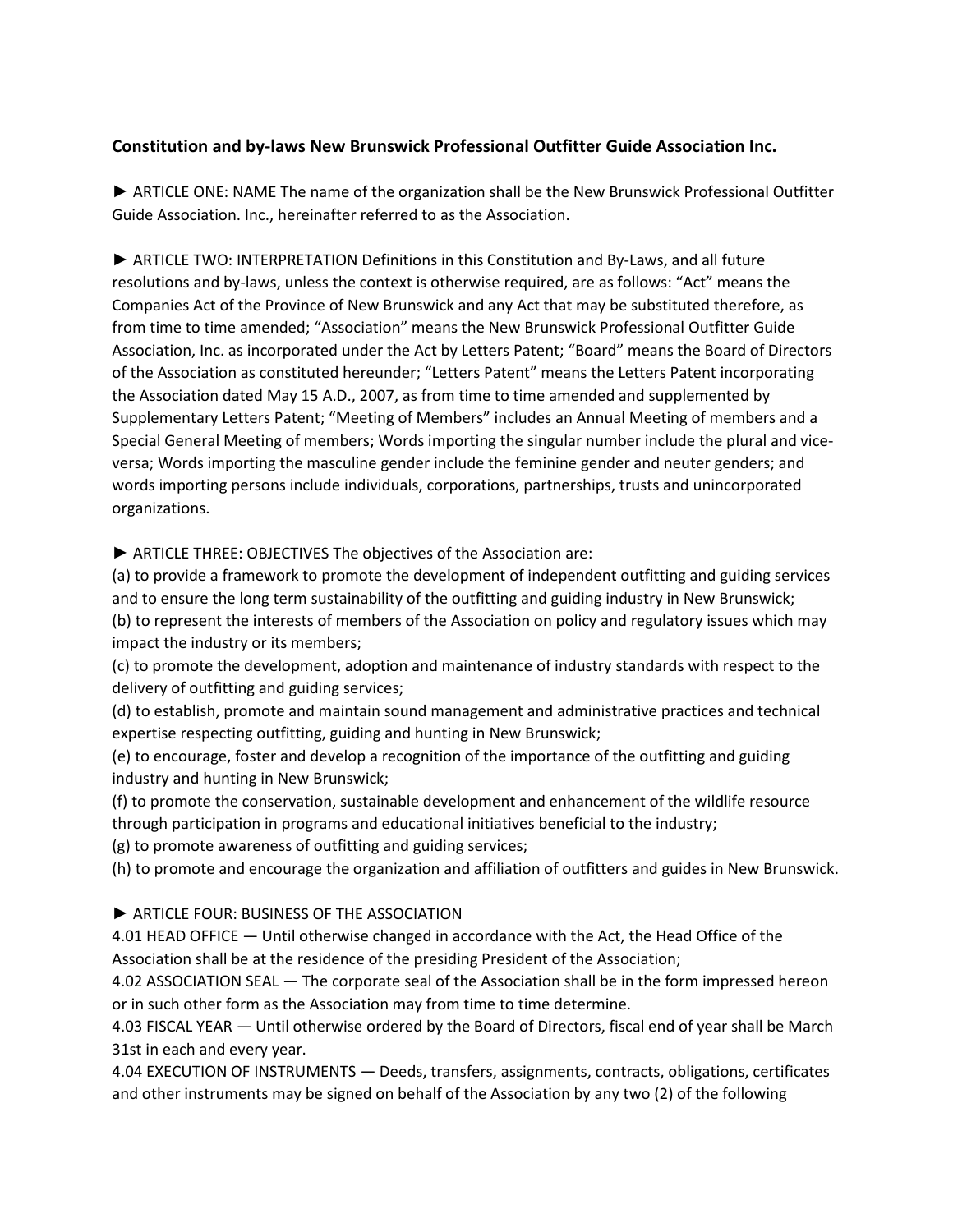**Constitution and by-laws New Brunswick Professional Outfitter Guide Association Inc.**

► ARTICLE ONE: NAME The name of the organization shall be the New Brunswick Professional Outfitter Guide Association. Inc., hereinafter referred to as the Association.

► ARTICLE TWO: INTERPRETATION Definitions in this Constitution and By-Laws, and all future resolutions and by-laws, unless the context is otherwise required, are as follows: "Act" means the Companies Act of the Province of New Brunswick and any Act that may be substituted therefore, as from time to time amended; "Association" means the New Brunswick Professional Outfitter Guide Association, Inc. as incorporated under the Act by Letters Patent; "Board" means the Board of Directors of the Association as constituted hereunder; "Letters Patent" means the Letters Patent incorporating the Association dated May 15 A.D., 2007, as from time to time amended and supplemented by Supplementary Letters Patent; "Meeting of Members" includes an Annual Meeting of members and a Special General Meeting of members; Words importing the singular number include the plural and vice-versa; Words importing the masculine gender include the feminine gender and neuter genders; and words importing persons include individuals, corporations, partnerships, trusts and unincorporated organizations.

► ARTICLE THREE: OBJECTIVES The objectives of the Association are:

(a) to provide a framework to promote the development of independent outfitting and guiding services and to ensure the long term sustainability of the outfitting and guiding industry in New Brunswick;
(b) to represent the interests of members of the Association on policy and regulatory issues which may impact the industry or its members;
(c) to promote the development, adoption and maintenance of industry standards with respect to the delivery of outfitting and guiding services;
(d) to establish, promote and maintain sound management and administrative practices and technical expertise respecting outfitting, guiding and hunting in New Brunswick;
(e) to encourage, foster and develop a recognition of the importance of the outfitting and guiding industry and hunting in New Brunswick;
(f) to promote the conservation, sustainable development and enhancement of the wildlife resource through participation in programs and educational initiatives beneficial to the industry;
(g) to promote awareness of outfitting and guiding services;
(h) to promote and encourage the organization and affiliation of outfitters and guides in New Brunswick.

► ARTICLE FOUR: BUSINESS OF THE ASSOCIATION

4.01 HEAD OFFICE — Until otherwise changed in accordance with the Act, the Head Office of the Association shall be at the residence of the presiding President of the Association;
4.02 ASSOCIATION SEAL — The corporate seal of the Association shall be in the form impressed hereon or in such other form as the Association may from time to time determine.
4.03 FISCAL YEAR — Until otherwise ordered by the Board of Directors, fiscal end of year shall be March 31st in each and every year.
4.04 EXECUTION OF INSTRUMENTS — Deeds, transfers, assignments, contracts, obligations, certificates and other instruments may be signed on behalf of the Association by any two (2) of the following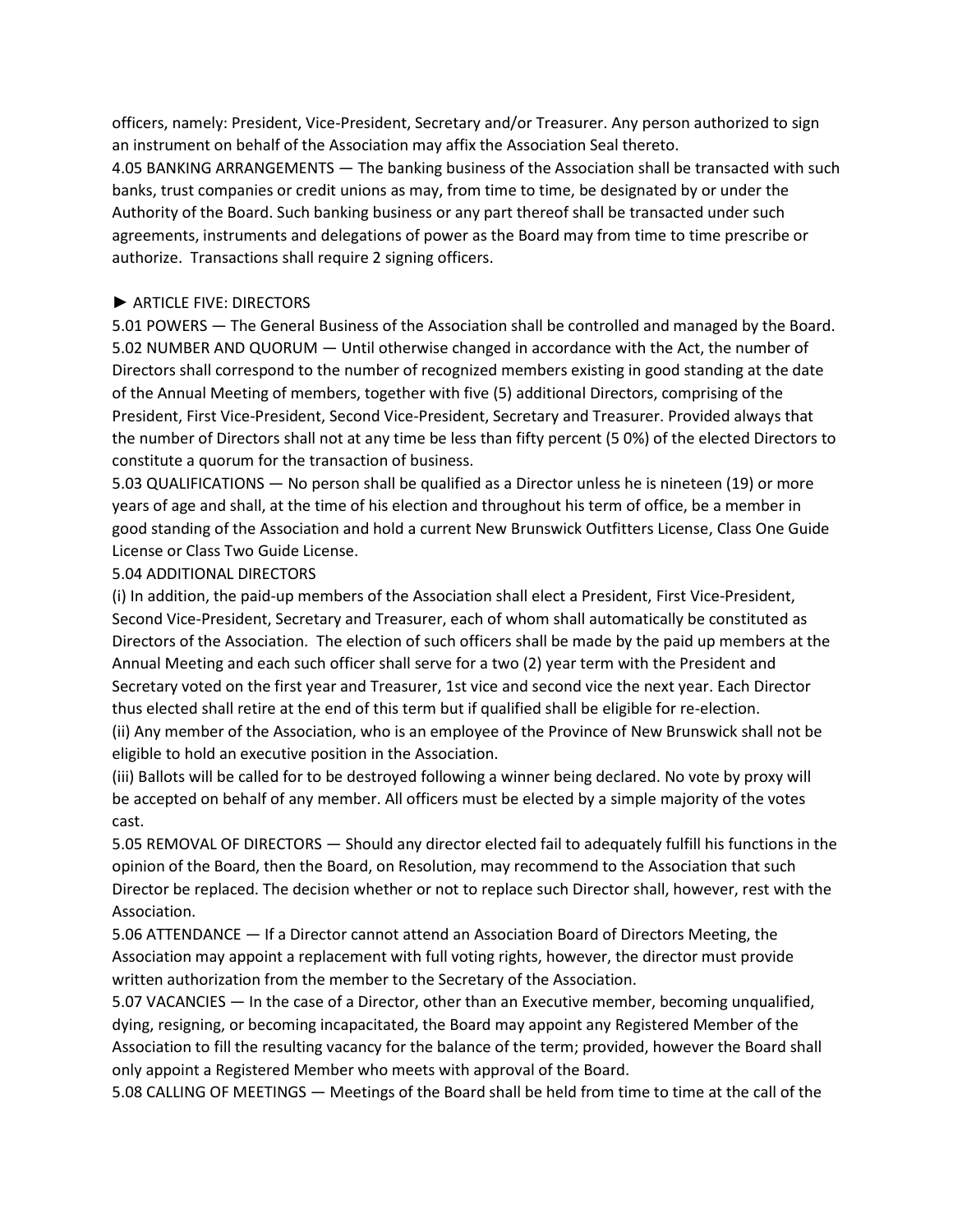officers, namely: President, Vice-President, Secretary and/or Treasurer. Any person authorized to sign an instrument on behalf of the Association may affix the Association Seal thereto.

4.05 BANKING ARRANGEMENTS — The banking business of the Association shall be transacted with such banks, trust companies or credit unions as may, from time to time, be designated by or under the Authority of the Board. Such banking business or any part thereof shall be transacted under such agreements, instruments and delegations of power as the Board may from time to time prescribe or authorize. Transactions shall require 2 signing officers.

## ► ARTICLE FIVE: DIRECTORS

5.01 POWERS — The General Business of the Association shall be controlled and managed by the Board.

5.02 NUMBER AND QUORUM — Until otherwise changed in accordance with the Act, the number of Directors shall correspond to the number of recognized members existing in good standing at the date of the Annual Meeting of members, together with five (5) additional Directors, comprising of the President, First Vice-President, Second Vice-President, Secretary and Treasurer. Provided always that the number of Directors shall not at any time be less than fifty percent (5 0%) of the elected Directors to constitute a quorum for the transaction of business.

5.03 QUALIFICATIONS — No person shall be qualified as a Director unless he is nineteen (19) or more years of age and shall, at the time of his election and throughout his term of office, be a member in good standing of the Association and hold a current New Brunswick Outfitters License, Class One Guide License or Class Two Guide License.

5.04 ADDITIONAL DIRECTORS

(i) In addition, the paid-up members of the Association shall elect a President, First Vice-President, Second Vice-President, Secretary and Treasurer, each of whom shall automatically be constituted as Directors of the Association. The election of such officers shall be made by the paid up members at the Annual Meeting and each such officer shall serve for a two (2) year term with the President and Secretary voted on the first year and Treasurer, 1st vice and second vice the next year. Each Director thus elected shall retire at the end of this term but if qualified shall be eligible for re-election.

(ii) Any member of the Association, who is an employee of the Province of New Brunswick shall not be eligible to hold an executive position in the Association.

(iii) Ballots will be called for to be destroyed following a winner being declared. No vote by proxy will be accepted on behalf of any member. All officers must be elected by a simple majority of the votes cast.

5.05 REMOVAL OF DIRECTORS — Should any director elected fail to adequately fulfill his functions in the opinion of the Board, then the Board, on Resolution, may recommend to the Association that such Director be replaced. The decision whether or not to replace such Director shall, however, rest with the Association.

5.06 ATTENDANCE — If a Director cannot attend an Association Board of Directors Meeting, the Association may appoint a replacement with full voting rights, however, the director must provide written authorization from the member to the Secretary of the Association.

5.07 VACANCIES — In the case of a Director, other than an Executive member, becoming unqualified, dying, resigning, or becoming incapacitated, the Board may appoint any Registered Member of the Association to fill the resulting vacancy for the balance of the term; provided, however the Board shall only appoint a Registered Member who meets with approval of the Board.

5.08 CALLING OF MEETINGS — Meetings of the Board shall be held from time to time at the call of the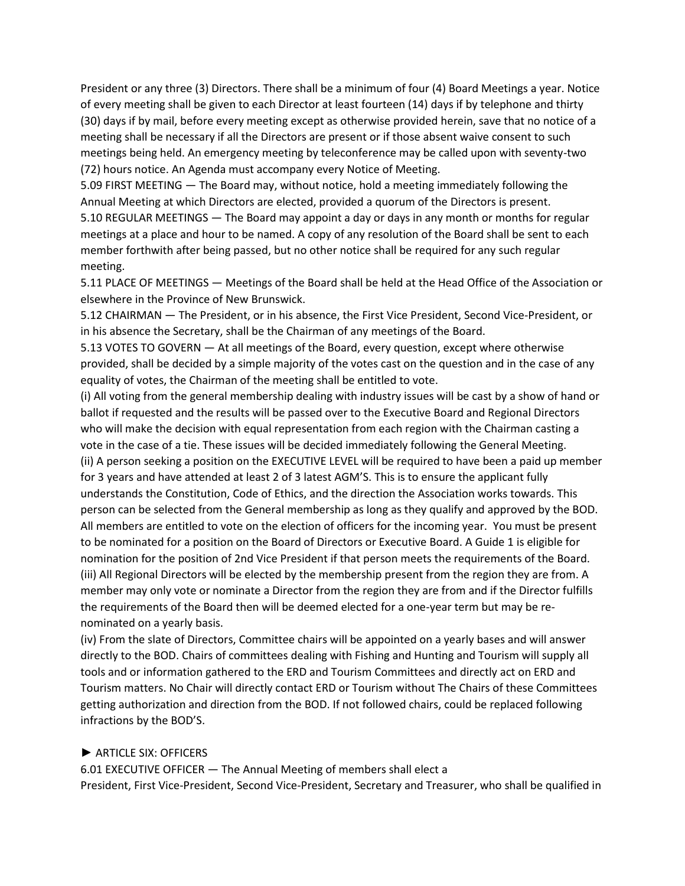President or any three (3) Directors. There shall be a minimum of four (4) Board Meetings a year. Notice of every meeting shall be given to each Director at least fourteen (14) days if by telephone and thirty (30) days if by mail, before every meeting except as otherwise provided herein, save that no notice of a meeting shall be necessary if all the Directors are present or if those absent waive consent to such meetings being held. An emergency meeting by teleconference may be called upon with seventy-two (72) hours notice. An Agenda must accompany every Notice of Meeting.

5.09 FIRST MEETING — The Board may, without notice, hold a meeting immediately following the Annual Meeting at which Directors are elected, provided a quorum of the Directors is present.

5.10 REGULAR MEETINGS — The Board may appoint a day or days in any month or months for regular meetings at a place and hour to be named. A copy of any resolution of the Board shall be sent to each member forthwith after being passed, but no other notice shall be required for any such regular meeting.

5.11 PLACE OF MEETINGS — Meetings of the Board shall be held at the Head Office of the Association or elsewhere in the Province of New Brunswick.

5.12 CHAIRMAN — The President, or in his absence, the First Vice President, Second Vice-President, or in his absence the Secretary, shall be the Chairman of any meetings of the Board.

5.13 VOTES TO GOVERN — At all meetings of the Board, every question, except where otherwise provided, shall be decided by a simple majority of the votes cast on the question and in the case of any equality of votes, the Chairman of the meeting shall be entitled to vote.

(i) All voting from the general membership dealing with industry issues will be cast by a show of hand or ballot if requested and the results will be passed over to the Executive Board and Regional Directors who will make the decision with equal representation from each region with the Chairman casting a vote in the case of a tie. These issues will be decided immediately following the General Meeting.

(ii) A person seeking a position on the EXECUTIVE LEVEL will be required to have been a paid up member for 3 years and have attended at least 2 of 3 latest AGM'S. This is to ensure the applicant fully understands the Constitution, Code of Ethics, and the direction the Association works towards. This person can be selected from the General membership as long as they qualify and approved by the BOD. All members are entitled to vote on the election of officers for the incoming year. You must be present to be nominated for a position on the Board of Directors or Executive Board. A Guide 1 is eligible for nomination for the position of 2nd Vice President if that person meets the requirements of the Board.

(iii) All Regional Directors will be elected by the membership present from the region they are from. A member may only vote or nominate a Director from the region they are from and if the Director fulfills the requirements of the Board then will be deemed elected for a one-year term but may be re-nominated on a yearly basis.

(iv) From the slate of Directors, Committee chairs will be appointed on a yearly bases and will answer directly to the BOD. Chairs of committees dealing with Fishing and Hunting and Tourism will supply all tools and or information gathered to the ERD and Tourism Committees and directly act on ERD and Tourism matters. No Chair will directly contact ERD or Tourism without The Chairs of these Committees getting authorization and direction from the BOD. If not followed chairs, could be replaced following infractions by the BOD'S.

## ► ARTICLE SIX: OFFICERS

6.01 EXECUTIVE OFFICER — The Annual Meeting of members shall elect a President, First Vice-President, Second Vice-President, Secretary and Treasurer, who shall be qualified in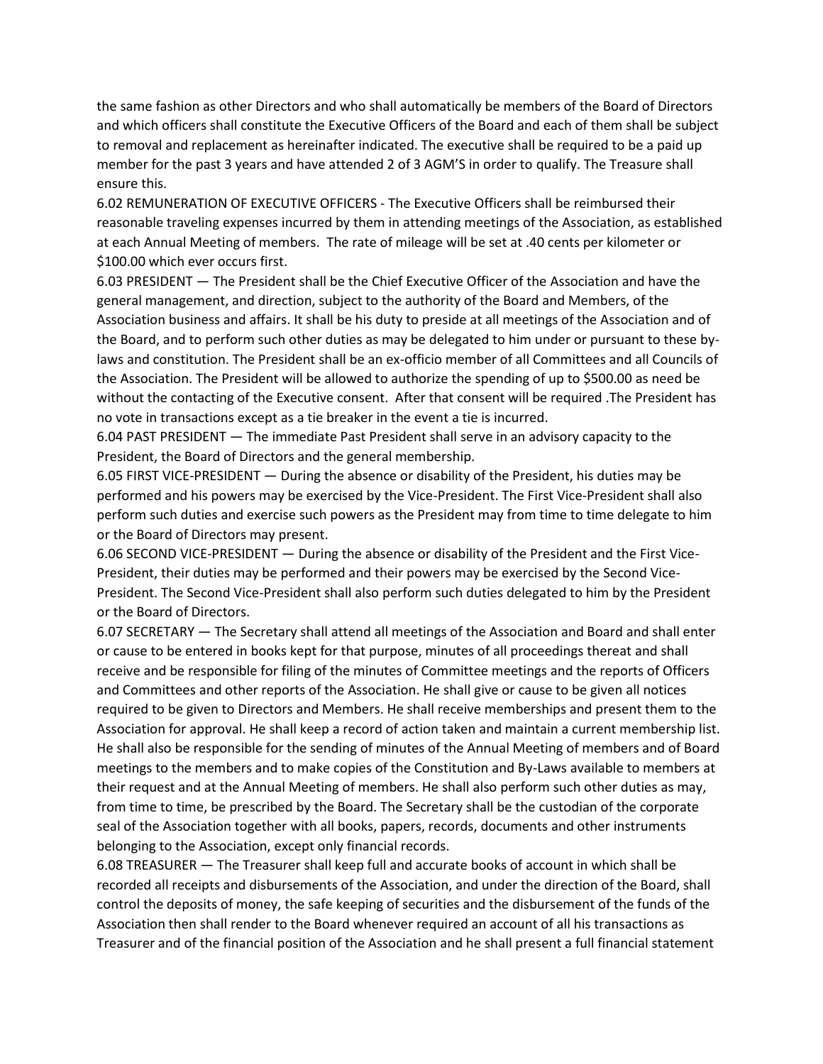the same fashion as other Directors and who shall automatically be members of the Board of Directors and which officers shall constitute the Executive Officers of the Board and each of them shall be subject to removal and replacement as hereinafter indicated. The executive shall be required to be a paid up member for the past 3 years and have attended 2 of 3 AGM'S in order to qualify. The Treasure shall ensure this.

6.02 REMUNERATION OF EXECUTIVE OFFICERS - The Executive Officers shall be reimbursed their reasonable traveling expenses incurred by them in attending meetings of the Association, as established at each Annual Meeting of members. The rate of mileage will be set at .40 cents per kilometer or $100.00 which ever occurs first.

6.03 PRESIDENT — The President shall be the Chief Executive Officer of the Association and have the general management, and direction, subject to the authority of the Board and Members, of the Association business and affairs. It shall be his duty to preside at all meetings of the Association and of the Board, and to perform such other duties as may be delegated to him under or pursuant to these by-laws and constitution. The President shall be an ex-officio member of all Committees and all Councils of the Association. The President will be allowed to authorize the spending of up to $500.00 as need be without the contacting of the Executive consent. After that consent will be required .The President has no vote in transactions except as a tie breaker in the event a tie is incurred.

6.04 PAST PRESIDENT — The immediate Past President shall serve in an advisory capacity to the President, the Board of Directors and the general membership.

6.05 FIRST VICE-PRESIDENT — During the absence or disability of the President, his duties may be performed and his powers may be exercised by the Vice-President. The First Vice-President shall also perform such duties and exercise such powers as the President may from time to time delegate to him or the Board of Directors may present.

6.06 SECOND VICE-PRESIDENT — During the absence or disability of the President and the First Vice-President, their duties may be performed and their powers may be exercised by the Second Vice-President. The Second Vice-President shall also perform such duties delegated to him by the President or the Board of Directors.

6.07 SECRETARY — The Secretary shall attend all meetings of the Association and Board and shall enter or cause to be entered in books kept for that purpose, minutes of all proceedings thereat and shall receive and be responsible for filing of the minutes of Committee meetings and the reports of Officers and Committees and other reports of the Association. He shall give or cause to be given all notices required to be given to Directors and Members. He shall receive memberships and present them to the Association for approval. He shall keep a record of action taken and maintain a current membership list. He shall also be responsible for the sending of minutes of the Annual Meeting of members and of Board meetings to the members and to make copies of the Constitution and By-Laws available to members at their request and at the Annual Meeting of members. He shall also perform such other duties as may, from time to time, be prescribed by the Board. The Secretary shall be the custodian of the corporate seal of the Association together with all books, papers, records, documents and other instruments belonging to the Association, except only financial records.

6.08 TREASURER — The Treasurer shall keep full and accurate books of account in which shall be recorded all receipts and disbursements of the Association, and under the direction of the Board, shall control the deposits of money, the safe keeping of securities and the disbursement of the funds of the Association then shall render to the Board whenever required an account of all his transactions as Treasurer and of the financial position of the Association and he shall present a full financial statement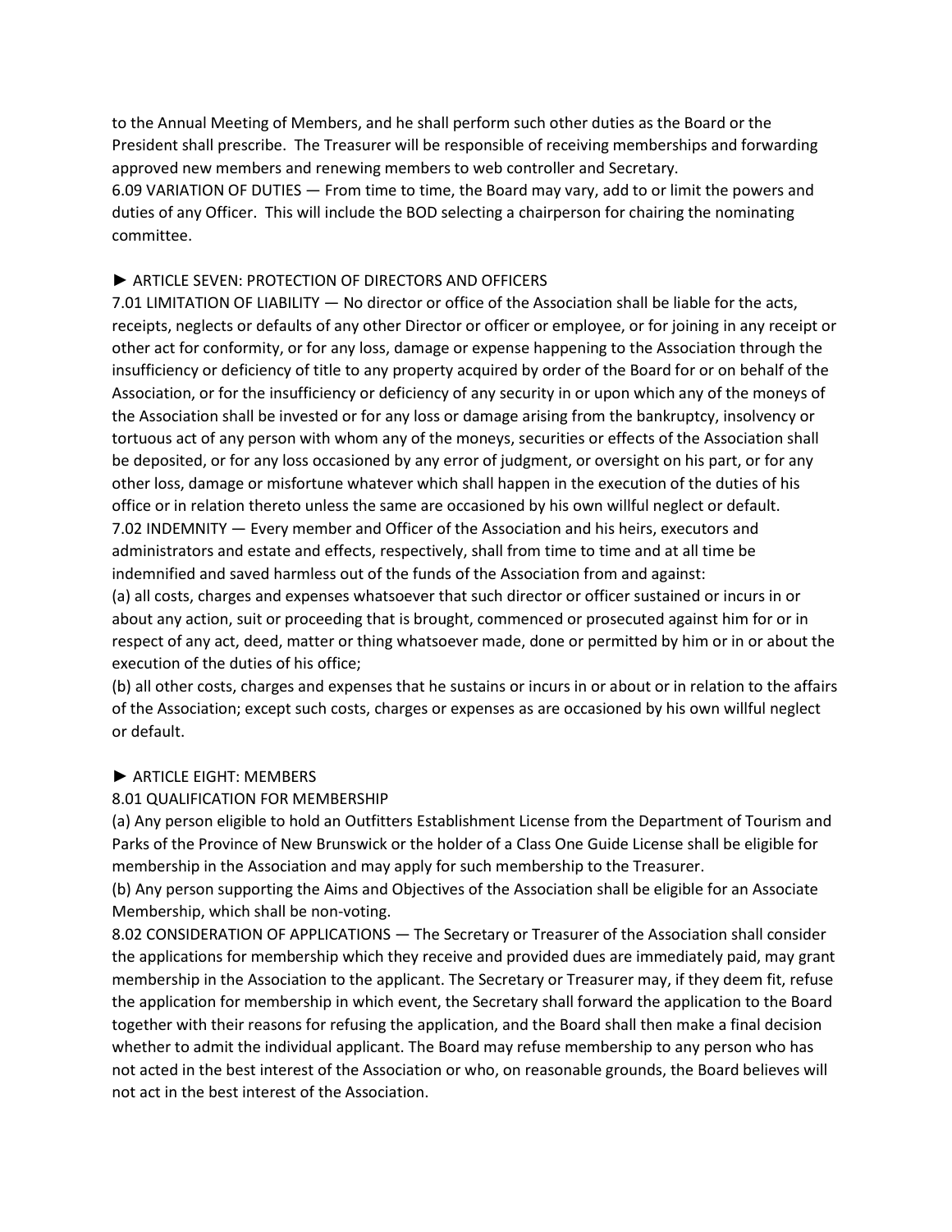to the Annual Meeting of Members, and he shall perform such other duties as the Board or the President shall prescribe. The Treasurer will be responsible of receiving memberships and forwarding approved new members and renewing members to web controller and Secretary.

6.09 VARIATION OF DUTIES — From time to time, the Board may vary, add to or limit the powers and duties of any Officer. This will include the BOD selecting a chairperson for chairing the nominating committee.

## ► ARTICLE SEVEN: PROTECTION OF DIRECTORS AND OFFICERS

7.01 LIMITATION OF LIABILITY — No director or office of the Association shall be liable for the acts, receipts, neglects or defaults of any other Director or officer or employee, or for joining in any receipt or other act for conformity, or for any loss, damage or expense happening to the Association through the insufficiency or deficiency of title to any property acquired by order of the Board for or on behalf of the Association, or for the insufficiency or deficiency of any security in or upon which any of the moneys of the Association shall be invested or for any loss or damage arising from the bankruptcy, insolvency or tortuous act of any person with whom any of the moneys, securities or effects of the Association shall be deposited, or for any loss occasioned by any error of judgment, or oversight on his part, or for any other loss, damage or misfortune whatever which shall happen in the execution of the duties of his office or in relation thereto unless the same are occasioned by his own willful neglect or default.

7.02 INDEMNITY — Every member and Officer of the Association and his heirs, executors and administrators and estate and effects, respectively, shall from time to time and at all time be indemnified and saved harmless out of the funds of the Association from and against:

(a) all costs, charges and expenses whatsoever that such director or officer sustained or incurs in or about any action, suit or proceeding that is brought, commenced or prosecuted against him for or in respect of any act, deed, matter or thing whatsoever made, done or permitted by him or in or about the execution of the duties of his office;

(b) all other costs, charges and expenses that he sustains or incurs in or about or in relation to the affairs of the Association; except such costs, charges or expenses as are occasioned by his own willful neglect or default.

## ► ARTICLE EIGHT: MEMBERS

8.01 QUALIFICATION FOR MEMBERSHIP

(a) Any person eligible to hold an Outfitters Establishment License from the Department of Tourism and Parks of the Province of New Brunswick or the holder of a Class One Guide License shall be eligible for membership in the Association and may apply for such membership to the Treasurer.

(b) Any person supporting the Aims and Objectives of the Association shall be eligible for an Associate Membership, which shall be non-voting.

8.02 CONSIDERATION OF APPLICATIONS — The Secretary or Treasurer of the Association shall consider the applications for membership which they receive and provided dues are immediately paid, may grant membership in the Association to the applicant. The Secretary or Treasurer may, if they deem fit, refuse the application for membership in which event, the Secretary shall forward the application to the Board together with their reasons for refusing the application, and the Board shall then make a final decision whether to admit the individual applicant. The Board may refuse membership to any person who has not acted in the best interest of the Association or who, on reasonable grounds, the Board believes will not act in the best interest of the Association.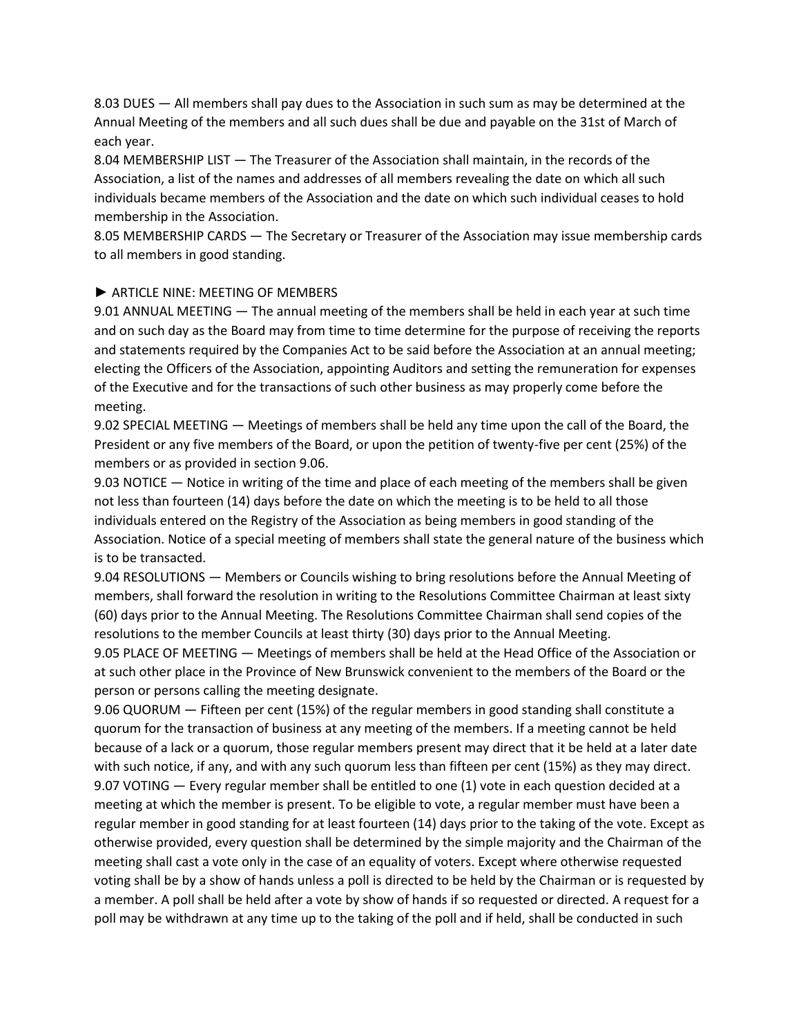8.03 DUES — All members shall pay dues to the Association in such sum as may be determined at the Annual Meeting of the members and all such dues shall be due and payable on the 31st of March of each year.

8.04 MEMBERSHIP LIST — The Treasurer of the Association shall maintain, in the records of the Association, a list of the names and addresses of all members revealing the date on which all such individuals became members of the Association and the date on which such individual ceases to hold membership in the Association.

8.05 MEMBERSHIP CARDS — The Secretary or Treasurer of the Association may issue membership cards to all members in good standing.

## ► ARTICLE NINE: MEETING OF MEMBERS

9.01 ANNUAL MEETING — The annual meeting of the members shall be held in each year at such time and on such day as the Board may from time to time determine for the purpose of receiving the reports and statements required by the Companies Act to be said before the Association at an annual meeting; electing the Officers of the Association, appointing Auditors and setting the remuneration for expenses of the Executive and for the transactions of such other business as may properly come before the meeting.

9.02 SPECIAL MEETING — Meetings of members shall be held any time upon the call of the Board, the President or any five members of the Board, or upon the petition of twenty-five per cent (25%) of the members or as provided in section 9.06.

9.03 NOTICE — Notice in writing of the time and place of each meeting of the members shall be given not less than fourteen (14) days before the date on which the meeting is to be held to all those individuals entered on the Registry of the Association as being members in good standing of the Association. Notice of a special meeting of members shall state the general nature of the business which is to be transacted.

9.04 RESOLUTIONS — Members or Councils wishing to bring resolutions before the Annual Meeting of members, shall forward the resolution in writing to the Resolutions Committee Chairman at least sixty (60) days prior to the Annual Meeting. The Resolutions Committee Chairman shall send copies of the resolutions to the member Councils at least thirty (30) days prior to the Annual Meeting.

9.05 PLACE OF MEETING — Meetings of members shall be held at the Head Office of the Association or at such other place in the Province of New Brunswick convenient to the members of the Board or the person or persons calling the meeting designate.

9.06 QUORUM — Fifteen per cent (15%) of the regular members in good standing shall constitute a quorum for the transaction of business at any meeting of the members. If a meeting cannot be held because of a lack or a quorum, those regular members present may direct that it be held at a later date with such notice, if any, and with any such quorum less than fifteen per cent (15%) as they may direct.

9.07 VOTING — Every regular member shall be entitled to one (1) vote in each question decided at a meeting at which the member is present. To be eligible to vote, a regular member must have been a regular member in good standing for at least fourteen (14) days prior to the taking of the vote. Except as otherwise provided, every question shall be determined by the simple majority and the Chairman of the meeting shall cast a vote only in the case of an equality of voters. Except where otherwise requested voting shall be by a show of hands unless a poll is directed to be held by the Chairman or is requested by a member. A poll shall be held after a vote by show of hands if so requested or directed. A request for a poll may be withdrawn at any time up to the taking of the poll and if held, shall be conducted in such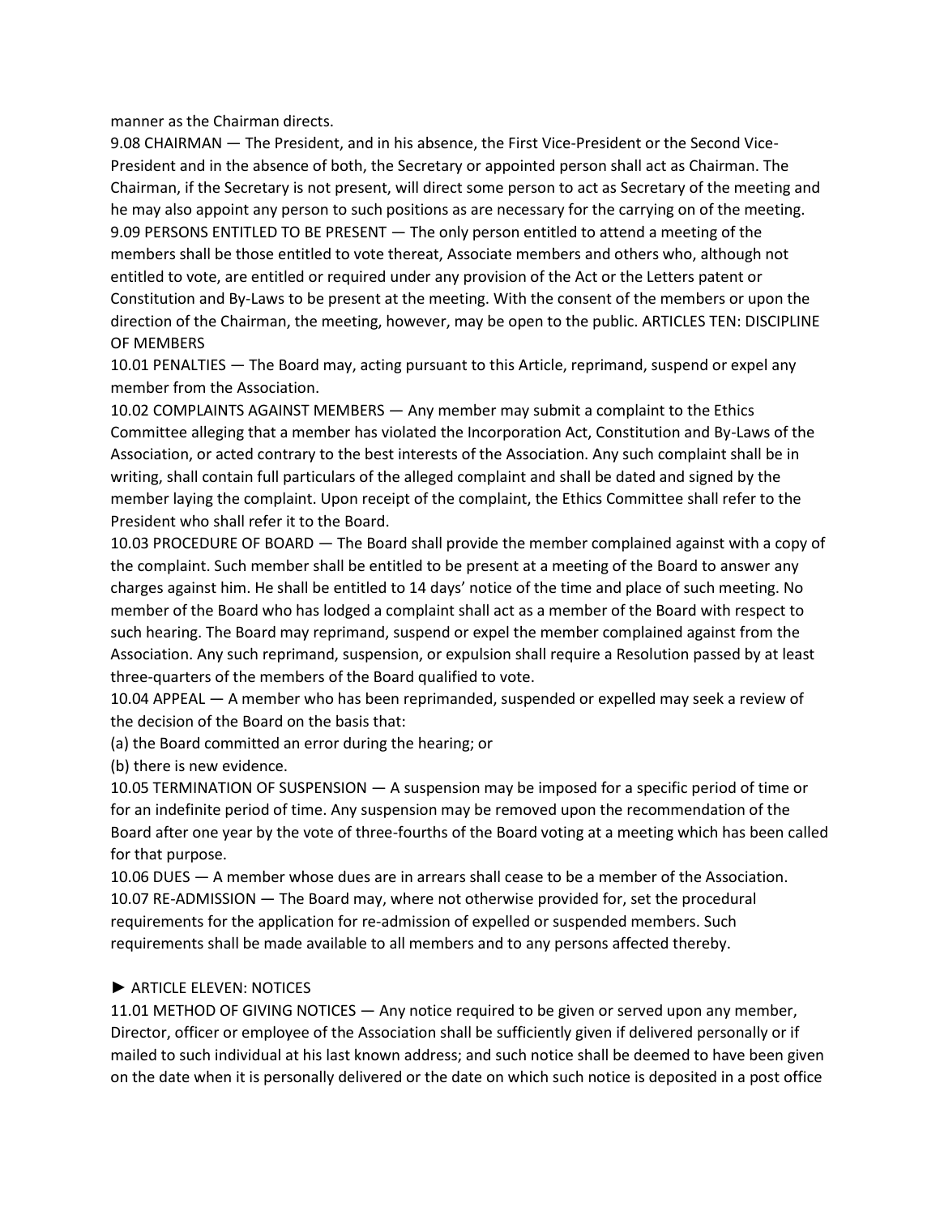manner as the Chairman directs.

9.08 CHAIRMAN — The President, and in his absence, the First Vice-President or the Second Vice-President and in the absence of both, the Secretary or appointed person shall act as Chairman. The Chairman, if the Secretary is not present, will direct some person to act as Secretary of the meeting and he may also appoint any person to such positions as are necessary for the carrying on of the meeting.

9.09 PERSONS ENTITLED TO BE PRESENT — The only person entitled to attend a meeting of the members shall be those entitled to vote thereat, Associate members and others who, although not entitled to vote, are entitled or required under any provision of the Act or the Letters patent or Constitution and By-Laws to be present at the meeting. With the consent of the members or upon the direction of the Chairman, the meeting, however, may be open to the public. ARTICLES TEN: DISCIPLINE OF MEMBERS

10.01 PENALTIES — The Board may, acting pursuant to this Article, reprimand, suspend or expel any member from the Association.

10.02 COMPLAINTS AGAINST MEMBERS — Any member may submit a complaint to the Ethics Committee alleging that a member has violated the Incorporation Act, Constitution and By-Laws of the Association, or acted contrary to the best interests of the Association. Any such complaint shall be in writing, shall contain full particulars of the alleged complaint and shall be dated and signed by the member laying the complaint. Upon receipt of the complaint, the Ethics Committee shall refer to the President who shall refer it to the Board.

10.03 PROCEDURE OF BOARD — The Board shall provide the member complained against with a copy of the complaint. Such member shall be entitled to be present at a meeting of the Board to answer any charges against him. He shall be entitled to 14 days' notice of the time and place of such meeting. No member of the Board who has lodged a complaint shall act as a member of the Board with respect to such hearing. The Board may reprimand, suspend or expel the member complained against from the Association. Any such reprimand, suspension, or expulsion shall require a Resolution passed by at least three-quarters of the members of the Board qualified to vote.

10.04 APPEAL — A member who has been reprimanded, suspended or expelled may seek a review of the decision of the Board on the basis that:

(a) the Board committed an error during the hearing; or

(b) there is new evidence.

10.05 TERMINATION OF SUSPENSION — A suspension may be imposed for a specific period of time or for an indefinite period of time. Any suspension may be removed upon the recommendation of the Board after one year by the vote of three-fourths of the Board voting at a meeting which has been called for that purpose.

10.06 DUES — A member whose dues are in arrears shall cease to be a member of the Association.

10.07 RE-ADMISSION — The Board may, where not otherwise provided for, set the procedural requirements for the application for re-admission of expelled or suspended members. Such requirements shall be made available to all members and to any persons affected thereby.

## ► ARTICLE ELEVEN: NOTICES

11.01 METHOD OF GIVING NOTICES — Any notice required to be given or served upon any member, Director, officer or employee of the Association shall be sufficiently given if delivered personally or if mailed to such individual at his last known address; and such notice shall be deemed to have been given on the date when it is personally delivered or the date on which such notice is deposited in a post office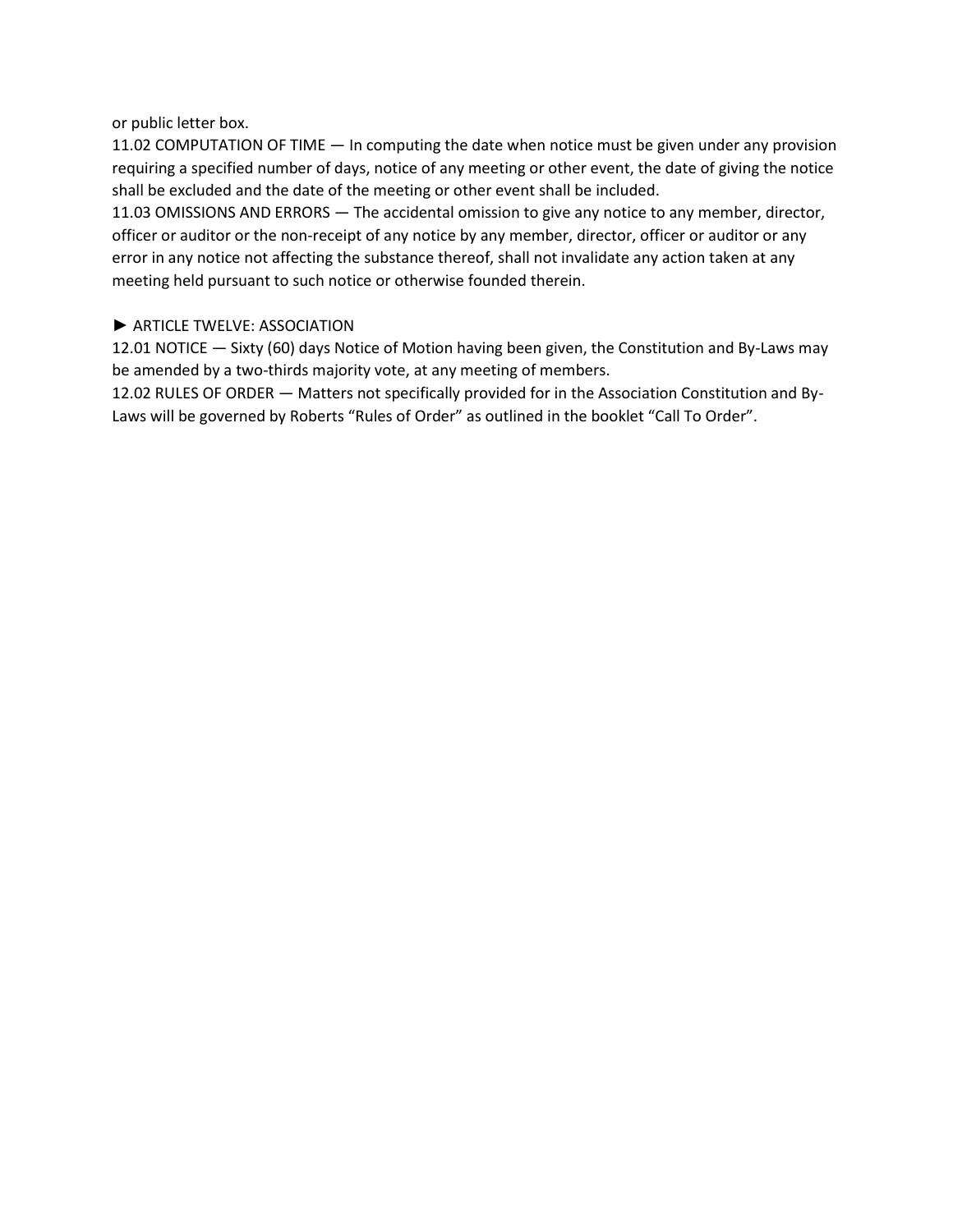or public letter box.

11.02 COMPUTATION OF TIME — In computing the date when notice must be given under any provision requiring a specified number of days, notice of any meeting or other event, the date of giving the notice shall be excluded and the date of the meeting or other event shall be included.

11.03 OMISSIONS AND ERRORS — The accidental omission to give any notice to any member, director, officer or auditor or the non-receipt of any notice by any member, director, officer or auditor or any error in any notice not affecting the substance thereof, shall not invalidate any action taken at any meeting held pursuant to such notice or otherwise founded therein.

► ARTICLE TWELVE: ASSOCIATION

12.01 NOTICE — Sixty (60) days Notice of Motion having been given, the Constitution and By-Laws may be amended by a two-thirds majority vote, at any meeting of members.

12.02 RULES OF ORDER — Matters not specifically provided for in the Association Constitution and By-Laws will be governed by Roberts "Rules of Order" as outlined in the booklet "Call To Order".